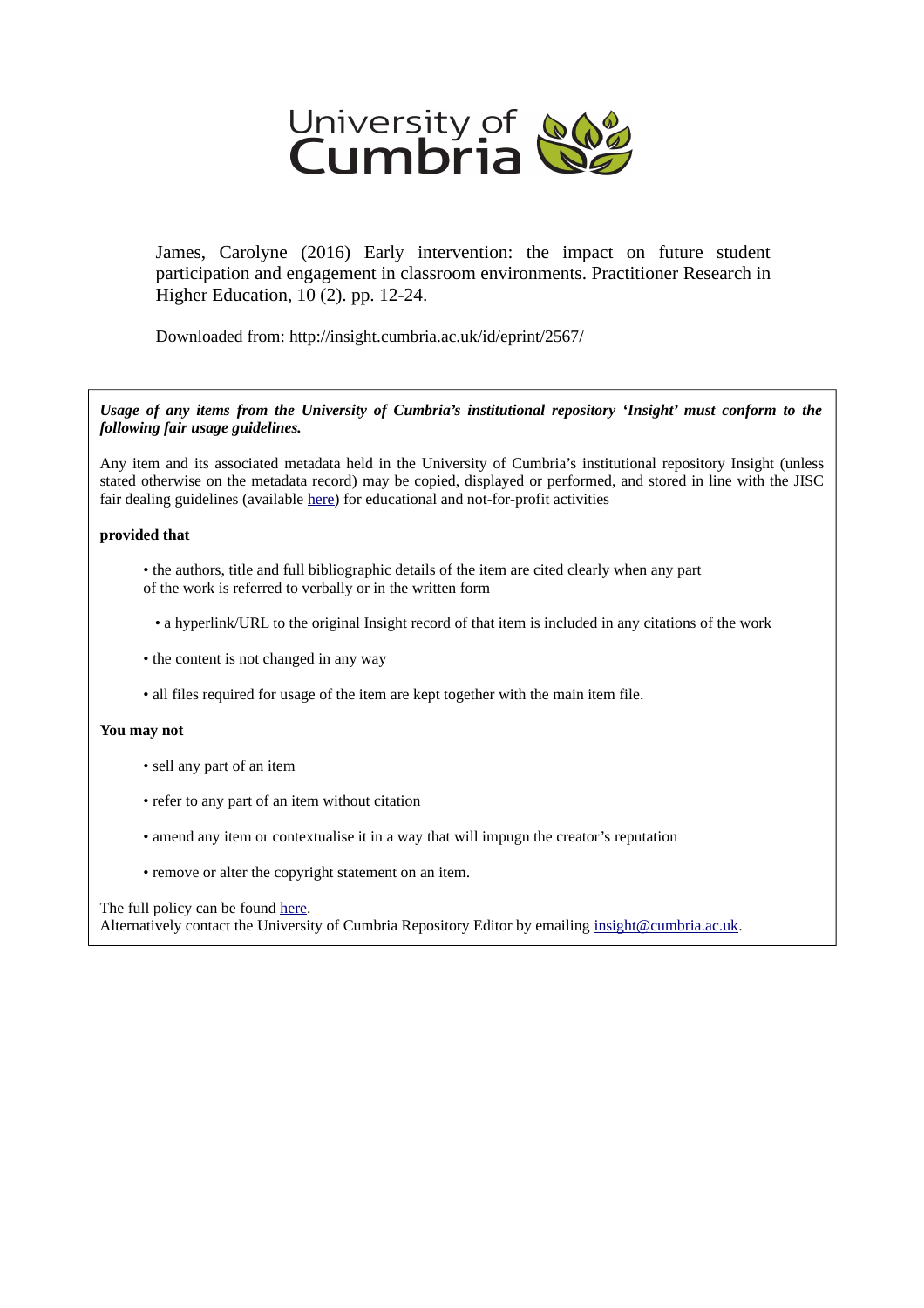University of Cumbria

James, Carolyne (2016) Early intervention: the impact on future student participation and engagement in classroom environments. Practitioner Research in Higher Education, 10 (2). pp. 12-24.

Downloaded from: http://insight.cumbria.ac.uk/id/eprint/2567/

***Usage of any items from the University of Cumbria's institutional repository 'Insight' must conform to the following fair usage guidelines.***

Any item and its associated metadata held in the University of Cumbria's institutional repository Insight (unless stated otherwise on the metadata record) may be copied, displayed or performed, and stored in line with the JISC fair dealing guidelines (available here) for educational and not-for-profit activities

**provided that**

- the authors, title and full bibliographic details of the item are cited clearly when any part of the work is referred to verbally or in the written form
- a hyperlink/URL to the original Insight record of that item is included in any citations of the work
- the content is not changed in any way
- all files required for usage of the item are kept together with the main item file.

**You may not**

- sell any part of an item
- refer to any part of an item without citation
- amend any item or contextualise it in a way that will impugn the creator's reputation
- remove or alter the copyright statement on an item.

The full policy can be found here.
Alternatively contact the University of Cumbria Repository Editor by emailing insight@cumbria.ac.uk.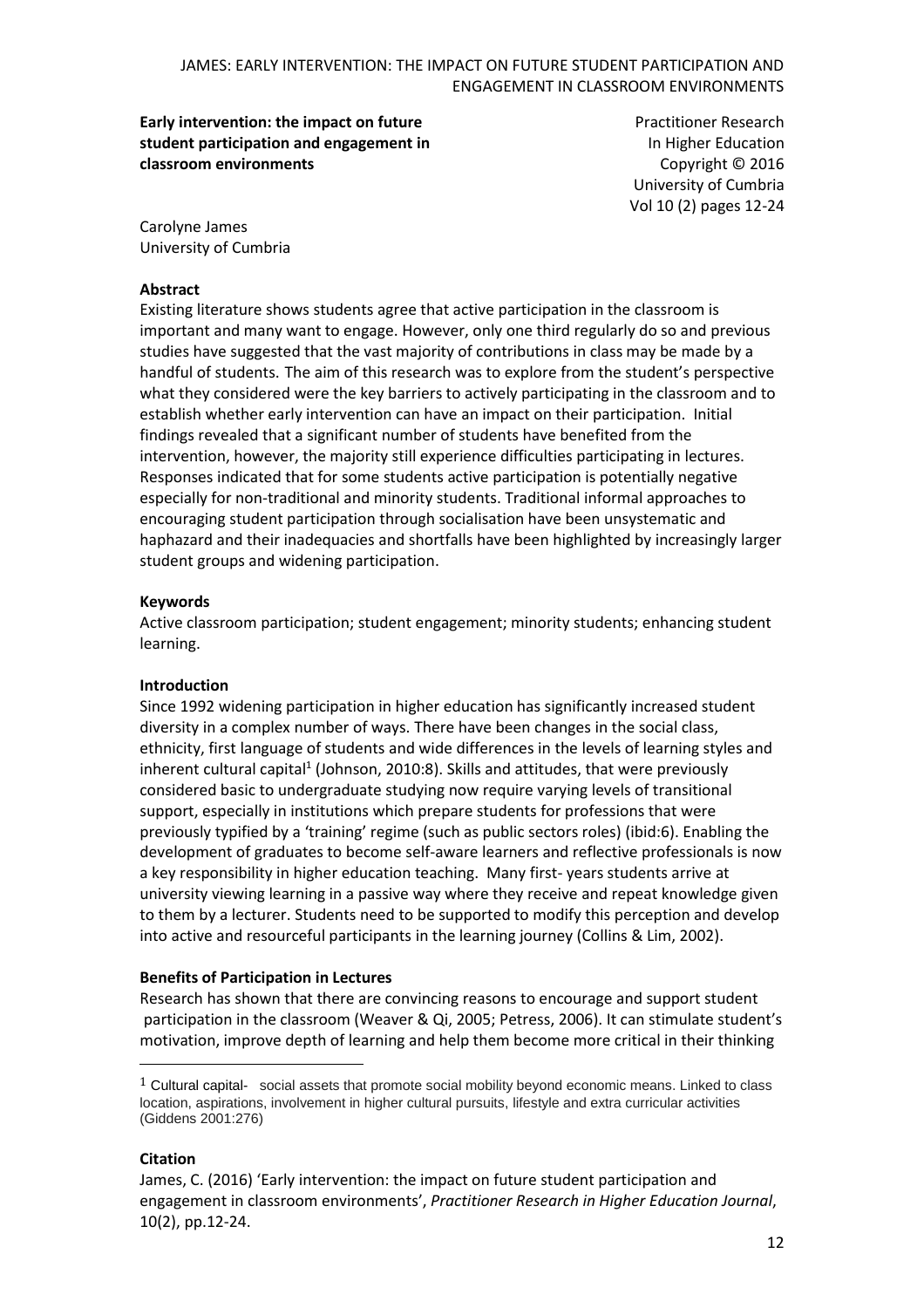**Early intervention: the impact on future student participation and engagement in classroom environments**

Practitioner Research In Higher Education
Copyright © 2016
University of Cumbria
Vol 10 (2) pages 12-24

Carolyne James
University of Cumbria

**Abstract**

Existing literature shows students agree that active participation in the classroom is important and many want to engage. However, only one third regularly do so and previous studies have suggested that the vast majority of contributions in class may be made by a handful of students. The aim of this research was to explore from the student's perspective what they considered were the key barriers to actively participating in the classroom and to establish whether early intervention can have an impact on their participation. Initial findings revealed that a significant number of students have benefited from the intervention, however, the majority still experience difficulties participating in lectures. Responses indicated that for some students active participation is potentially negative especially for non-traditional and minority students. Traditional informal approaches to encouraging student participation through socialisation have been unsystematic and haphazard and their inadequacies and shortfalls have been highlighted by increasingly larger student groups and widening participation.

**Keywords**

Active classroom participation; student engagement; minority students; enhancing student learning.

## Introduction

Since 1992 widening participation in higher education has significantly increased student diversity in a complex number of ways. There have been changes in the social class, ethnicity, first language of students and wide differences in the levels of learning styles and inherent cultural capital[1] (Johnson, 2010:8). Skills and attitudes, that were previously considered basic to undergraduate studying now require varying levels of transitional support, especially in institutions which prepare students for professions that were previously typified by a 'training' regime (such as public sectors roles) (ibid:6). Enabling the development of graduates to become self-aware learners and reflective professionals is now a key responsibility in higher education teaching. Many first- years students arrive at university viewing learning in a passive way where they receive and repeat knowledge given to them by a lecturer. Students need to be supported to modify this perception and develop into active and resourceful participants in the learning journey (Collins & Lim, 2002).

## Benefits of Participation in Lectures

Research has shown that there are convincing reasons to encourage and support student participation in the classroom (Weaver & Qi, 2005; Petress, 2006). It can stimulate student's motivation, improve depth of learning and help them become more critical in their thinking

[1] Cultural capital- social assets that promote social mobility beyond economic means. Linked to class location, aspirations, involvement in higher cultural pursuits, lifestyle and extra curricular activities (Giddens 2001:276)

**Citation**

James, C. (2016) 'Early intervention: the impact on future student participation and engagement in classroom environments', *Practitioner Research in Higher Education Journal*, 10(2), pp.12-24.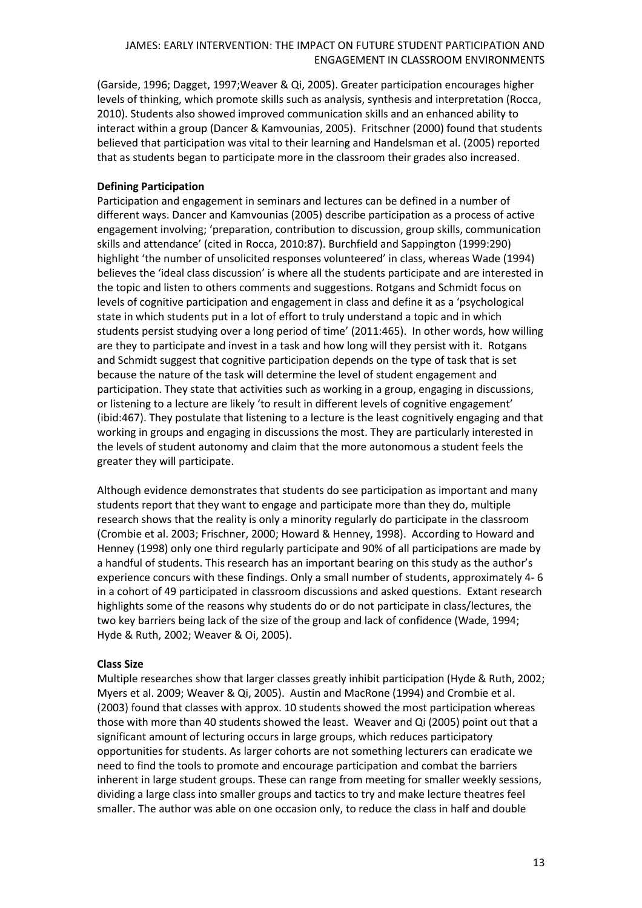(Garside, 1996; Dagget, 1997;Weaver & Qi, 2005). Greater participation encourages higher levels of thinking, which promote skills such as analysis, synthesis and interpretation (Rocca, 2010). Students also showed improved communication skills and an enhanced ability to interact within a group (Dancer & Kamvounias, 2005). Fritschner (2000) found that students believed that participation was vital to their learning and Handelsman et al. (2005) reported that as students began to participate more in the classroom their grades also increased.

**Defining Participation**

Participation and engagement in seminars and lectures can be defined in a number of different ways. Dancer and Kamvounias (2005) describe participation as a process of active engagement involving; 'preparation, contribution to discussion, group skills, communication skills and attendance' (cited in Rocca, 2010:87). Burchfield and Sappington (1999:290) highlight 'the number of unsolicited responses volunteered' in class, whereas Wade (1994) believes the 'ideal class discussion' is where all the students participate and are interested in the topic and listen to others comments and suggestions. Rotgans and Schmidt focus on levels of cognitive participation and engagement in class and define it as a 'psychological state in which students put in a lot of effort to truly understand a topic and in which students persist studying over a long period of time' (2011:465). In other words, how willing are they to participate and invest in a task and how long will they persist with it. Rotgans and Schmidt suggest that cognitive participation depends on the type of task that is set because the nature of the task will determine the level of student engagement and participation. They state that activities such as working in a group, engaging in discussions, or listening to a lecture are likely 'to result in different levels of cognitive engagement' (ibid:467). They postulate that listening to a lecture is the least cognitively engaging and that working in groups and engaging in discussions the most. They are particularly interested in the levels of student autonomy and claim that the more autonomous a student feels the greater they will participate.

Although evidence demonstrates that students do see participation as important and many students report that they want to engage and participate more than they do, multiple research shows that the reality is only a minority regularly do participate in the classroom (Crombie et al. 2003; Frischner, 2000; Howard & Henney, 1998). According to Howard and Henney (1998) only one third regularly participate and 90% of all participations are made by a handful of students. This research has an important bearing on this study as the author's experience concurs with these findings. Only a small number of students, approximately 4- 6 in a cohort of 49 participated in classroom discussions and asked questions. Extant research highlights some of the reasons why students do or do not participate in class/lectures, the two key barriers being lack of the size of the group and lack of confidence (Wade, 1994; Hyde & Ruth, 2002; Weaver & Oi, 2005).

**Class Size**

Multiple researches show that larger classes greatly inhibit participation (Hyde & Ruth, 2002; Myers et al. 2009; Weaver & Qi, 2005). Austin and MacRone (1994) and Crombie et al. (2003) found that classes with approx. 10 students showed the most participation whereas those with more than 40 students showed the least. Weaver and Qi (2005) point out that a significant amount of lecturing occurs in large groups, which reduces participatory opportunities for students. As larger cohorts are not something lecturers can eradicate we need to find the tools to promote and encourage participation and combat the barriers inherent in large student groups. These can range from meeting for smaller weekly sessions, dividing a large class into smaller groups and tactics to try and make lecture theatres feel smaller. The author was able on one occasion only, to reduce the class in half and double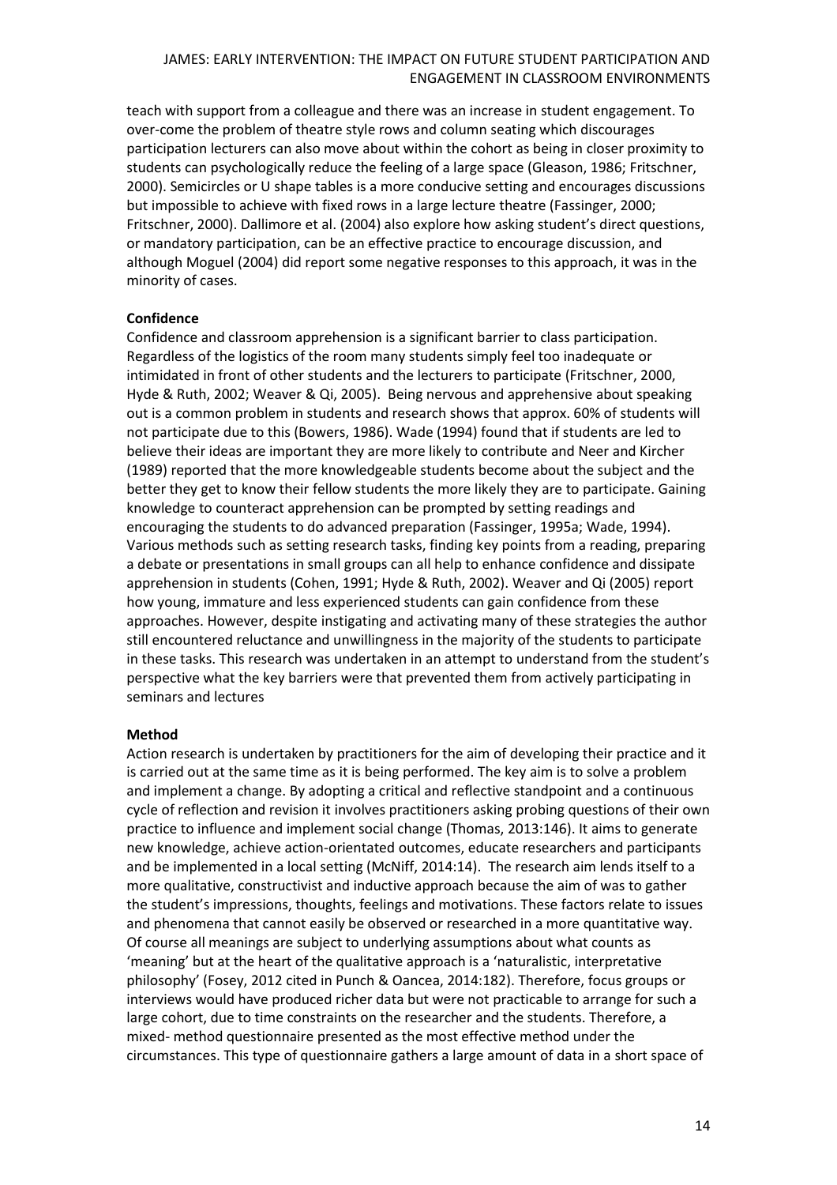teach with support from a colleague and there was an increase in student engagement. To over-come the problem of theatre style rows and column seating which discourages participation lecturers can also move about within the cohort as being in closer proximity to students can psychologically reduce the feeling of a large space (Gleason, 1986; Fritschner, 2000). Semicircles or U shape tables is a more conducive setting and encourages discussions but impossible to achieve with fixed rows in a large lecture theatre (Fassinger, 2000; Fritschner, 2000). Dallimore et al. (2004) also explore how asking student's direct questions, or mandatory participation, can be an effective practice to encourage discussion, and although Moguel (2004) did report some negative responses to this approach, it was in the minority of cases.

**Confidence**

Confidence and classroom apprehension is a significant barrier to class participation. Regardless of the logistics of the room many students simply feel too inadequate or intimidated in front of other students and the lecturers to participate (Fritschner, 2000, Hyde & Ruth, 2002; Weaver & Qi, 2005). Being nervous and apprehensive about speaking out is a common problem in students and research shows that approx. 60% of students will not participate due to this (Bowers, 1986). Wade (1994) found that if students are led to believe their ideas are important they are more likely to contribute and Neer and Kircher (1989) reported that the more knowledgeable students become about the subject and the better they get to know their fellow students the more likely they are to participate. Gaining knowledge to counteract apprehension can be prompted by setting readings and encouraging the students to do advanced preparation (Fassinger, 1995a; Wade, 1994). Various methods such as setting research tasks, finding key points from a reading, preparing a debate or presentations in small groups can all help to enhance confidence and dissipate apprehension in students (Cohen, 1991; Hyde & Ruth, 2002). Weaver and Qi (2005) report how young, immature and less experienced students can gain confidence from these approaches. However, despite instigating and activating many of these strategies the author still encountered reluctance and unwillingness in the majority of the students to participate in these tasks. This research was undertaken in an attempt to understand from the student's perspective what the key barriers were that prevented them from actively participating in seminars and lectures

**Method**

Action research is undertaken by practitioners for the aim of developing their practice and it is carried out at the same time as it is being performed. The key aim is to solve a problem and implement a change. By adopting a critical and reflective standpoint and a continuous cycle of reflection and revision it involves practitioners asking probing questions of their own practice to influence and implement social change (Thomas, 2013:146). It aims to generate new knowledge, achieve action-orientated outcomes, educate researchers and participants and be implemented in a local setting (McNiff, 2014:14). The research aim lends itself to a more qualitative, constructivist and inductive approach because the aim of was to gather the student's impressions, thoughts, feelings and motivations. These factors relate to issues and phenomena that cannot easily be observed or researched in a more quantitative way. Of course all meanings are subject to underlying assumptions about what counts as 'meaning' but at the heart of the qualitative approach is a 'naturalistic, interpretative philosophy' (Fosey, 2012 cited in Punch & Oancea, 2014:182). Therefore, focus groups or interviews would have produced richer data but were not practicable to arrange for such a large cohort, due to time constraints on the researcher and the students. Therefore, a mixed- method questionnaire presented as the most effective method under the circumstances. This type of questionnaire gathers a large amount of data in a short space of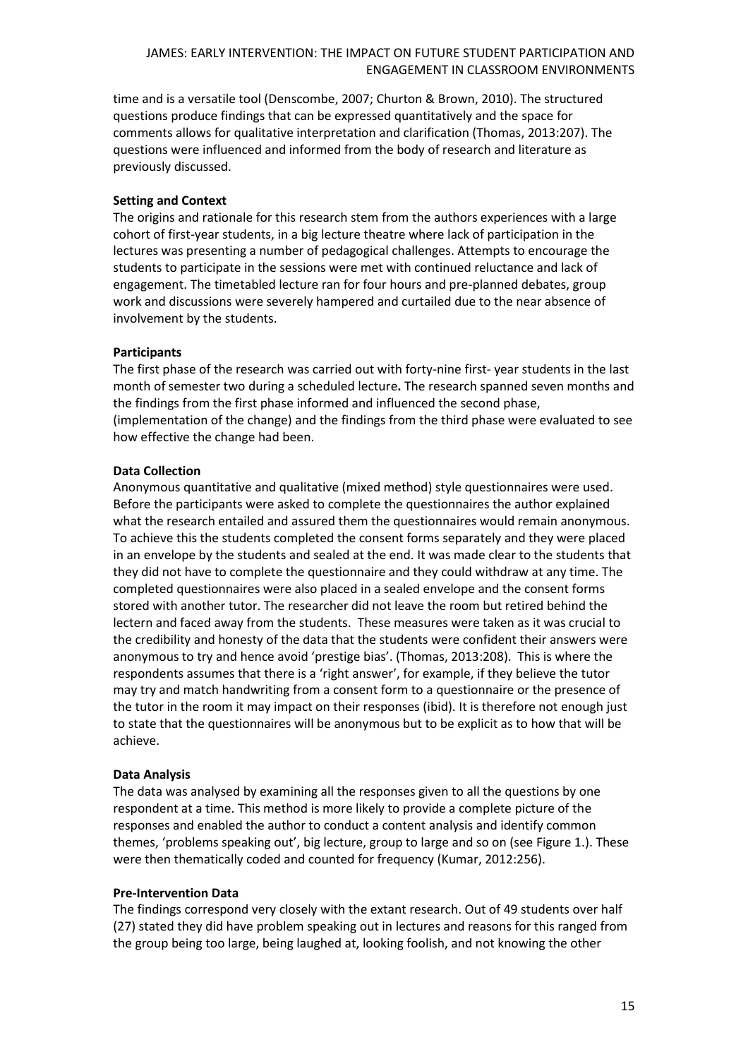time and is a versatile tool (Denscombe, 2007; Churton & Brown, 2010). The structured questions produce findings that can be expressed quantitatively and the space for comments allows for qualitative interpretation and clarification (Thomas, 2013:207). The questions were influenced and informed from the body of research and literature as previously discussed.

**Setting and Context**

The origins and rationale for this research stem from the authors experiences with a large cohort of first-year students, in a big lecture theatre where lack of participation in the lectures was presenting a number of pedagogical challenges. Attempts to encourage the students to participate in the sessions were met with continued reluctance and lack of engagement. The timetabled lecture ran for four hours and pre-planned debates, group work and discussions were severely hampered and curtailed due to the near absence of involvement by the students.

**Participants**

The first phase of the research was carried out with forty-nine first- year students in the last month of semester two during a scheduled lecture**.** The research spanned seven months and the findings from the first phase informed and influenced the second phase, (implementation of the change) and the findings from the third phase were evaluated to see how effective the change had been.

**Data Collection**

Anonymous quantitative and qualitative (mixed method) style questionnaires were used. Before the participants were asked to complete the questionnaires the author explained what the research entailed and assured them the questionnaires would remain anonymous. To achieve this the students completed the consent forms separately and they were placed in an envelope by the students and sealed at the end. It was made clear to the students that they did not have to complete the questionnaire and they could withdraw at any time. The completed questionnaires were also placed in a sealed envelope and the consent forms stored with another tutor. The researcher did not leave the room but retired behind the lectern and faced away from the students. These measures were taken as it was crucial to the credibility and honesty of the data that the students were confident their answers were anonymous to try and hence avoid 'prestige bias'. (Thomas, 2013:208). This is where the respondents assumes that there is a 'right answer', for example, if they believe the tutor may try and match handwriting from a consent form to a questionnaire or the presence of the tutor in the room it may impact on their responses (ibid). It is therefore not enough just to state that the questionnaires will be anonymous but to be explicit as to how that will be achieve.

**Data Analysis**

The data was analysed by examining all the responses given to all the questions by one respondent at a time. This method is more likely to provide a complete picture of the responses and enabled the author to conduct a content analysis and identify common themes, 'problems speaking out', big lecture, group to large and so on (see Figure 1.). These were then thematically coded and counted for frequency (Kumar, 2012:256).

**Pre-Intervention Data**

The findings correspond very closely with the extant research. Out of 49 students over half (27) stated they did have problem speaking out in lectures and reasons for this ranged from the group being too large, being laughed at, looking foolish, and not knowing the other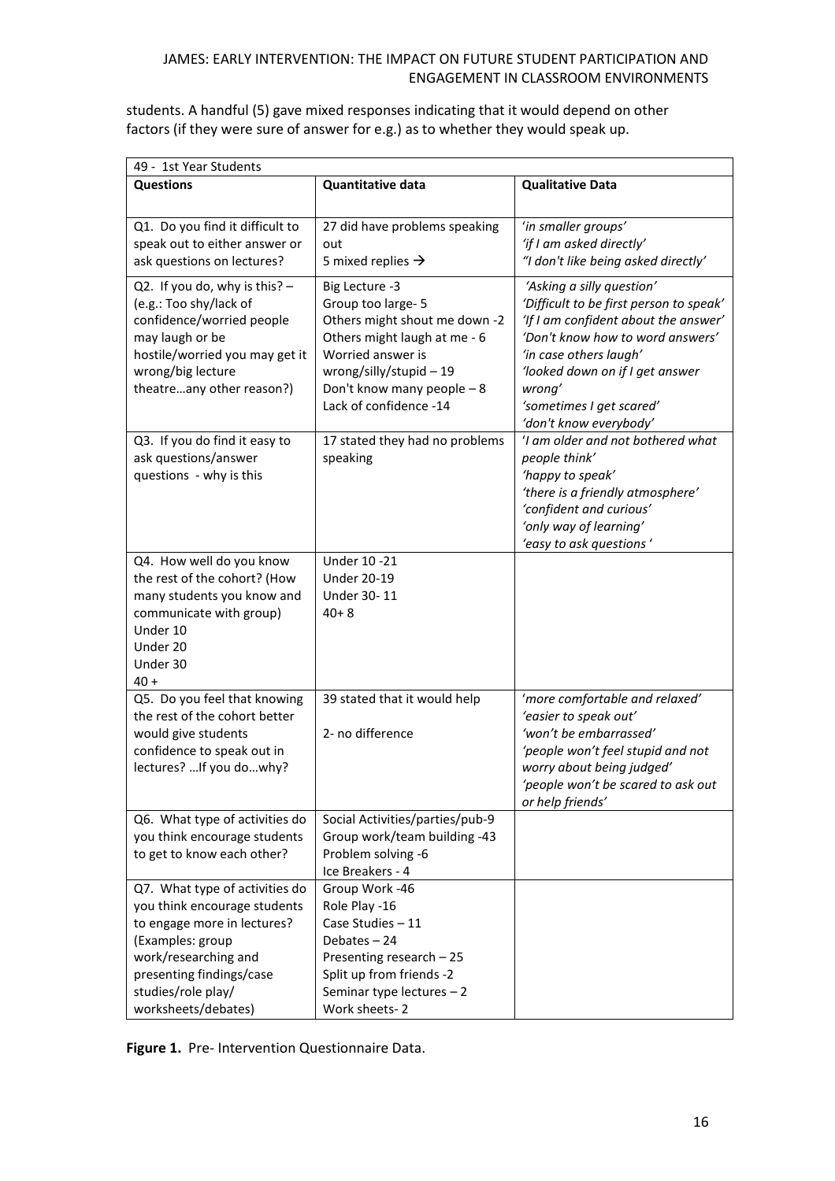students. A handful (5) gave mixed responses indicating that it would depend on other factors (if they were sure of answer for e.g.) as to whether they would speak up.

| 49 - 1st Year Students | | |
|---|---|---|
| **Questions** | **Quantitative data** | **Qualitative Data** |
| Q1. Do you find it difficult to speak out to either answer or ask questions on lectures? | 27 did have problems speaking out<br>5 mixed replies → | *'in smaller groups'*<br>*'if I am asked directly'*<br>*"I don't like being asked directly'* |
| Q2. If you do, why is this? – (e.g.: Too shy/lack of confidence/worried people may laugh or be hostile/worried you may get it wrong/big lecture theatre…any other reason?) | Big Lecture -3<br>Group too large- 5<br>Others might shout me down -2<br>Others might laugh at me - 6<br>Worried answer is wrong/silly/stupid – 19<br>Don't know many people – 8<br>Lack of confidence -14 | *'Asking a silly question'*<br>*'Difficult to be first person to speak'*<br>*'If I am confident about the answer'*<br>*'Don't know how to word answers'*<br>*'in case others laugh'*<br>*'looked down on if I get answer wrong'*<br>*'sometimes I get scared'*<br>*'don't know everybody'* |
| Q3. If you do find it easy to ask questions/answer questions - why is this | 17 stated they had no problems speaking | *'I am older and not bothered what people think'*<br>*'happy to speak'*<br>*'there is a friendly atmosphere'*<br>*'confident and curious'*<br>*'only way of learning'*<br>*'easy to ask questions '* |
| Q4. How well do you know the rest of the cohort? (How many students you know and communicate with group)<br>Under 10<br>Under 20<br>Under 30<br>40 + | Under 10 -21<br>Under 20-19<br>Under 30- 11<br>40+ 8 | |
| Q5. Do you feel that knowing the rest of the cohort better would give students confidence to speak out in lectures? …If you do…why? | 39 stated that it would help<br><br>2- no difference | *'more comfortable and relaxed'*<br>*'easier to speak out'*<br>*'won't be embarrassed'*<br>*'people won't feel stupid and not worry about being judged'*<br>*'people won't be scared to ask out or help friends'* |
| Q6. What type of activities do you think encourage students to get to know each other? | Social Activities/parties/pub-9<br>Group work/team building -43<br>Problem solving -6<br>Ice Breakers - 4 | |
| Q7. What type of activities do you think encourage students to engage more in lectures? (Examples: group work/researching and presenting findings/case studies/role play/ worksheets/debates) | Group Work -46<br>Role Play -16<br>Case Studies – 11<br>Debates – 24<br>Presenting research – 25<br>Split up from friends -2<br>Seminar type lectures – 2<br>Work sheets- 2 | |

**Figure 1.** Pre- Intervention Questionnaire Data.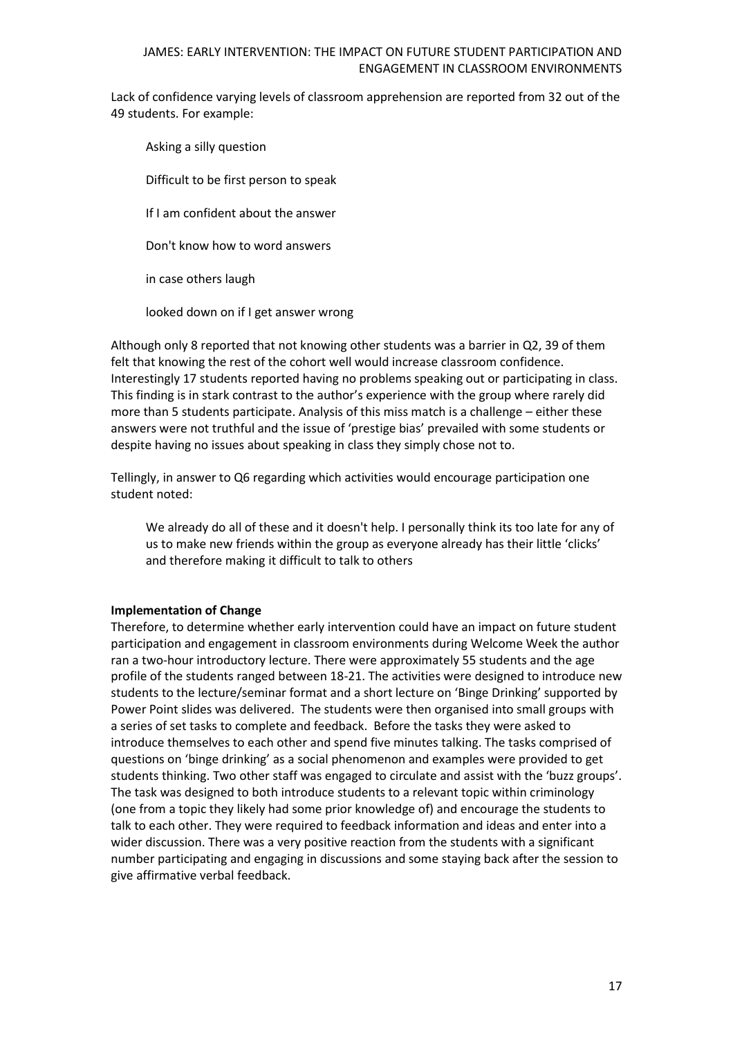Lack of confidence varying levels of classroom apprehension are reported from 32 out of the 49 students. For example:

> Asking a silly question
>
> Difficult to be first person to speak
>
> If I am confident about the answer
>
> Don't know how to word answers
>
> in case others laugh
>
> looked down on if I get answer wrong

Although only 8 reported that not knowing other students was a barrier in Q2, 39 of them felt that knowing the rest of the cohort well would increase classroom confidence. Interestingly 17 students reported having no problems speaking out or participating in class. This finding is in stark contrast to the author's experience with the group where rarely did more than 5 students participate. Analysis of this miss match is a challenge – either these answers were not truthful and the issue of 'prestige bias' prevailed with some students or despite having no issues about speaking in class they simply chose not to.

Tellingly, in answer to Q6 regarding which activities would encourage participation one student noted:

> We already do all of these and it doesn't help. I personally think its too late for any of us to make new friends within the group as everyone already has their little 'clicks' and therefore making it difficult to talk to others

**Implementation of Change**

Therefore, to determine whether early intervention could have an impact on future student participation and engagement in classroom environments during Welcome Week the author ran a two-hour introductory lecture. There were approximately 55 students and the age profile of the students ranged between 18-21. The activities were designed to introduce new students to the lecture/seminar format and a short lecture on 'Binge Drinking' supported by Power Point slides was delivered. The students were then organised into small groups with a series of set tasks to complete and feedback. Before the tasks they were asked to introduce themselves to each other and spend five minutes talking. The tasks comprised of questions on 'binge drinking' as a social phenomenon and examples were provided to get students thinking. Two other staff was engaged to circulate and assist with the 'buzz groups'. The task was designed to both introduce students to a relevant topic within criminology (one from a topic they likely had some prior knowledge of) and encourage the students to talk to each other. They were required to feedback information and ideas and enter into a wider discussion. There was a very positive reaction from the students with a significant number participating and engaging in discussions and some staying back after the session to give affirmative verbal feedback.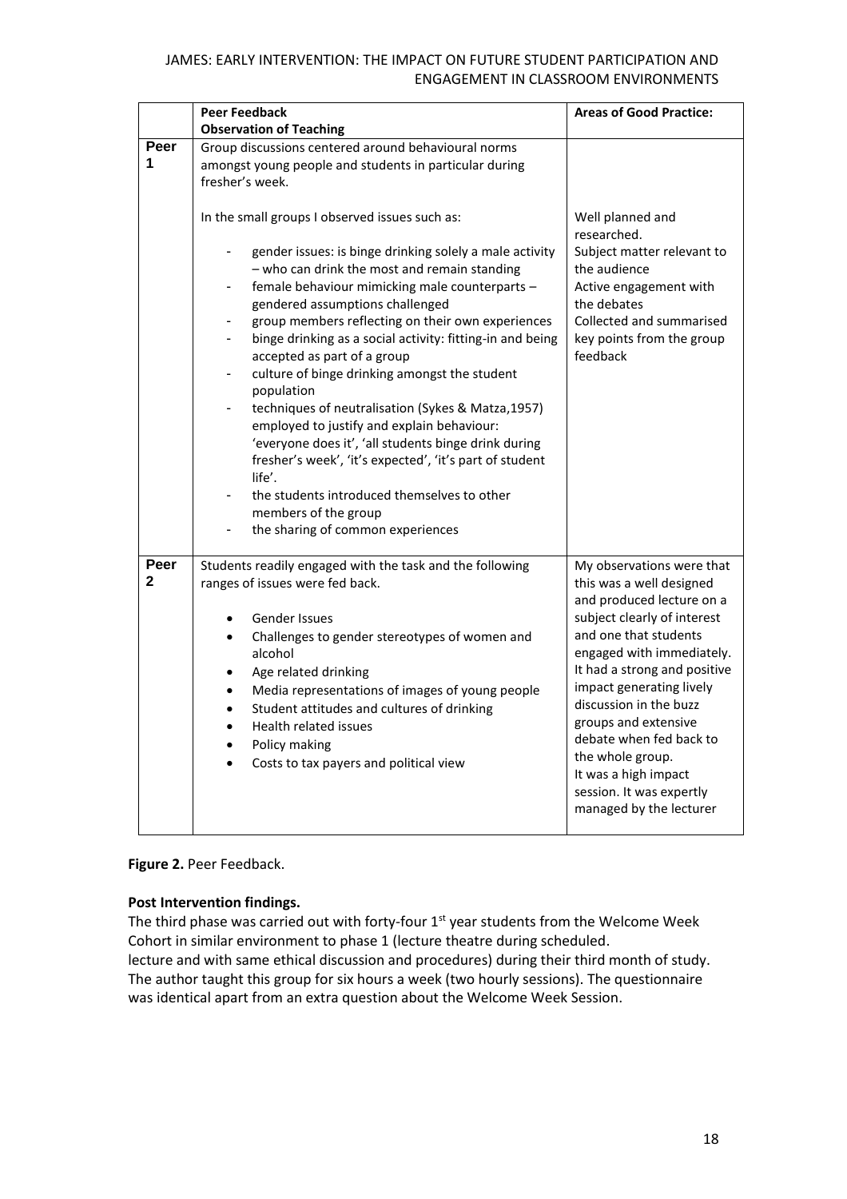|  | **Peer Feedback**<br>**Observation of Teaching** | **Areas of Good Practice:** |
|---|---|---|
| **Peer 1** | Group discussions centered around behavioural norms amongst young people and students in particular during fresher's week.<br><br>In the small groups I observed issues such as:<br><br>- gender issues: is binge drinking solely a male activity – who can drink the most and remain standing<br>- female behaviour mimicking male counterparts – gendered assumptions challenged<br>- group members reflecting on their own experiences<br>- binge drinking as a social activity: fitting-in and being accepted as part of a group<br>- culture of binge drinking amongst the student population<br>- techniques of neutralisation (Sykes & Matza,1957) employed to justify and explain behaviour: 'everyone does it', 'all students binge drink during fresher's week', 'it's expected', 'it's part of student life'.<br>- the students introduced themselves to other members of the group<br>- the sharing of common experiences | Well planned and researched.<br>Subject matter relevant to the audience<br>Active engagement with the debates<br>Collected and summarised key points from the group feedback |
| **Peer 2** | Students readily engaged with the task and the following ranges of issues were fed back.<br><br>• Gender Issues<br>• Challenges to gender stereotypes of women and alcohol<br>• Age related drinking<br>• Media representations of images of young people<br>• Student attitudes and cultures of drinking<br>• Health related issues<br>• Policy making<br>• Costs to tax payers and political view | My observations were that this was a well designed and produced lecture on a subject clearly of interest and one that students engaged with immediately. It had a strong and positive impact generating lively discussion in the buzz groups and extensive debate when fed back to the whole group.<br>It was a high impact session. It was expertly managed by the lecturer |

**Figure 2.** Peer Feedback.

**Post Intervention findings.**

The third phase was carried out with forty-four 1st year students from the Welcome Week Cohort in similar environment to phase 1 (lecture theatre during scheduled. lecture and with same ethical discussion and procedures) during their third month of study. The author taught this group for six hours a week (two hourly sessions). The questionnaire was identical apart from an extra question about the Welcome Week Session.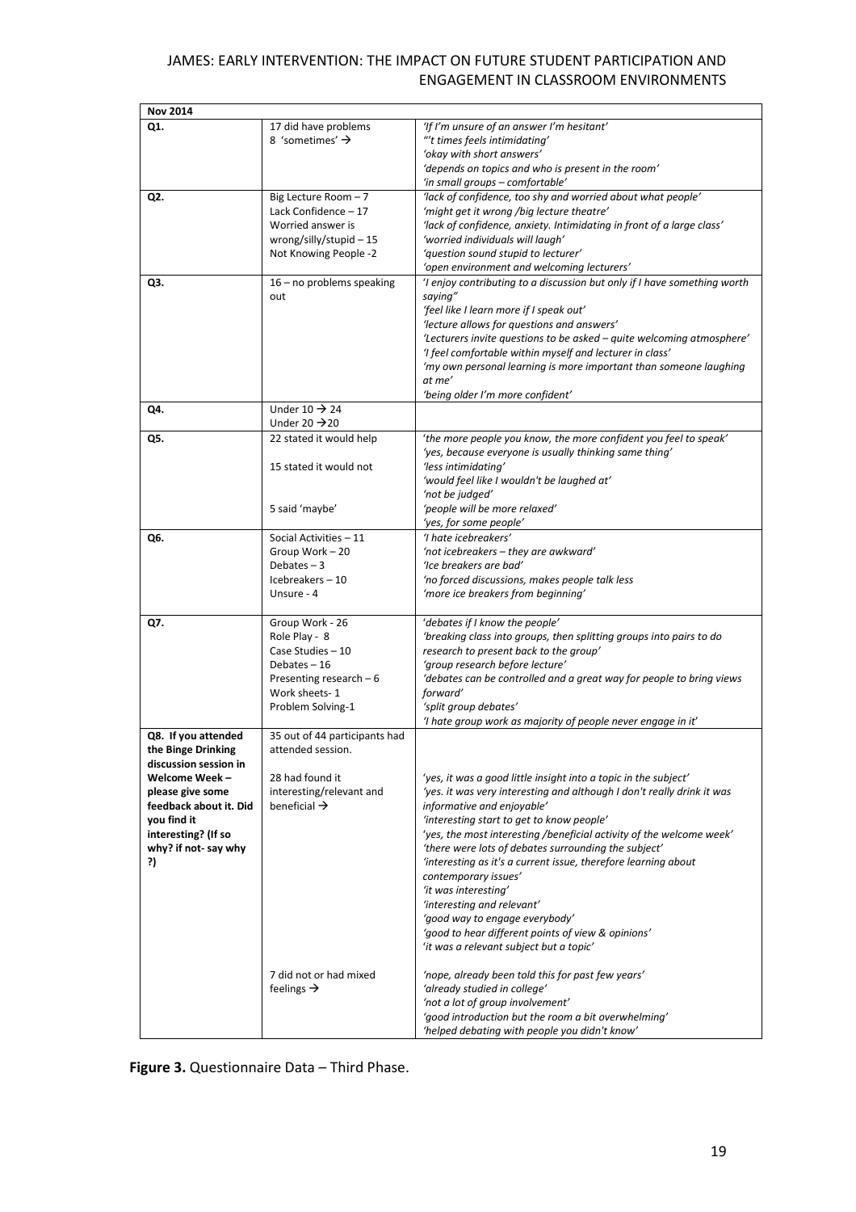| Nov 2014 | | |
|---|---|---|
| Q1. | 17 did have problems<br>8 'sometimes' → | 'If I'm unsure of an answer I'm hesitant'<br>"'t times feels intimidating'<br>'okay with short answers'<br>'depends on topics and who is present in the room'<br>'in small groups – comfortable' |
| Q2. | Big Lecture Room – 7<br>Lack Confidence – 17<br>Worried answer is wrong/silly/stupid – 15<br>Not Knowing People -2 | 'lack of confidence, too shy and worried about what people'<br>'might get it wrong /big lecture theatre'<br>'lack of confidence, anxiety. Intimidating in front of a large class'<br>'worried individuals will laugh'<br>'question sound stupid to lecturer'<br>'open environment and welcoming lecturers' |
| Q3. | 16 – no problems speaking out | 'I enjoy contributing to a discussion but only if I have something worth saying"<br>'feel like I learn more if I speak out'<br>'lecture allows for questions and answers'<br>'Lecturers invite questions to be asked – quite welcoming atmosphere'<br>'I feel comfortable within myself and lecturer in class'<br>'my own personal learning is more important than someone laughing at me'<br>'being older I'm more confident' |
| Q4. | Under 10 → 24<br>Under 20 →20 | |
| Q5. | 22 stated it would help<br><br>15 stated it would not<br><br>5 said 'maybe' | 'the more people you know, the more confident you feel to speak'<br>'yes, because everyone is usually thinking same thing'<br>'less intimidating'<br>'would feel like I wouldn't be laughed at'<br>'not be judged'<br>'people will be more relaxed'<br>'yes, for some people' |
| Q6. | Social Activities – 11<br>Group Work – 20<br>Debates – 3<br>Icebreakers – 10<br>Unsure - 4 | 'I hate icebreakers'<br>'not icebreakers – they are awkward'<br>'Ice breakers are bad'<br>'no forced discussions, makes people talk less<br>'more ice breakers from beginning' |
| Q7. | Group Work - 26<br>Role Play - 8<br>Case Studies – 10<br>Debates – 16<br>Presenting research – 6<br>Work sheets- 1<br>Problem Solving-1 | 'debates if I know the people'<br>'breaking class into groups, then splitting groups into pairs to do research to present back to the group'<br>'group research before lecture'<br>'debates can be controlled and a great way for people to bring views forward'<br>'split group debates'<br>'I hate group work as majority of people never engage in it' |
| **Q8. If you attended the Binge Drinking discussion session in Welcome Week – please give some feedback about it. Did you find it interesting? (If so why? if not- say why ?)** | 35 out of 44 participants had attended session.<br><br>28 had found it interesting/relevant and beneficial → | 'yes, it was a good little insight into a topic in the subject'<br>'yes. it was very interesting and although I don't really drink it was informative and enjoyable'<br>'interesting start to get to know people'<br>'yes, the most interesting /beneficial activity of the welcome week'<br>'there were lots of debates surrounding the subject'<br>'interesting as it's a current issue, therefore learning about contemporary issues'<br>'it was interesting'<br>'interesting and relevant'<br>'good way to engage everybody'<br>'good to hear different points of view & opinions'<br>'it was a relevant subject but a topic' |
| | 7 did not or had mixed feelings → | 'nope, already been told this for past few years'<br>'already studied in college'<br>'not a lot of group involvement'<br>'good introduction but the room a bit overwhelming'<br>'helped debating with people you didn't know' |

**Figure 3.** Questionnaire Data – Third Phase.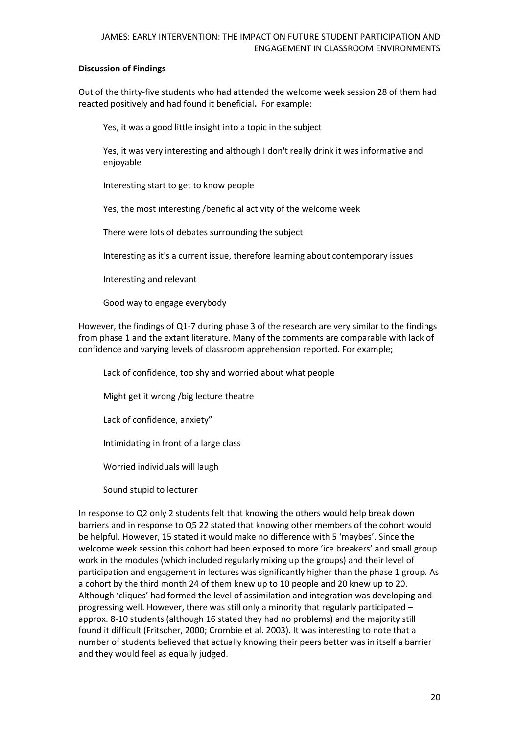**Discussion of Findings**

Out of the thirty-five students who had attended the welcome week session 28 of them had reacted positively and had found it beneficial**.** For example:

> Yes, it was a good little insight into a topic in the subject
>
> Yes, it was very interesting and although I don't really drink it was informative and enjoyable
>
> Interesting start to get to know people
>
> Yes, the most interesting /beneficial activity of the welcome week
>
> There were lots of debates surrounding the subject
>
> Interesting as it's a current issue, therefore learning about contemporary issues
>
> Interesting and relevant
>
> Good way to engage everybody

However, the findings of Q1-7 during phase 3 of the research are very similar to the findings from phase 1 and the extant literature. Many of the comments are comparable with lack of confidence and varying levels of classroom apprehension reported. For example;

> Lack of confidence, too shy and worried about what people
>
> Might get it wrong /big lecture theatre
>
> Lack of confidence, anxiety"
>
> Intimidating in front of a large class
>
> Worried individuals will laugh
>
> Sound stupid to lecturer

In response to Q2 only 2 students felt that knowing the others would help break down barriers and in response to Q5 22 stated that knowing other members of the cohort would be helpful. However, 15 stated it would make no difference with 5 'maybes'. Since the welcome week session this cohort had been exposed to more 'ice breakers' and small group work in the modules (which included regularly mixing up the groups) and their level of participation and engagement in lectures was significantly higher than the phase 1 group. As a cohort by the third month 24 of them knew up to 10 people and 20 knew up to 20. Although 'cliques' had formed the level of assimilation and integration was developing and progressing well. However, there was still only a minority that regularly participated – approx. 8-10 students (although 16 stated they had no problems) and the majority still found it difficult (Fritscher, 2000; Crombie et al. 2003). It was interesting to note that a number of students believed that actually knowing their peers better was in itself a barrier and they would feel as equally judged.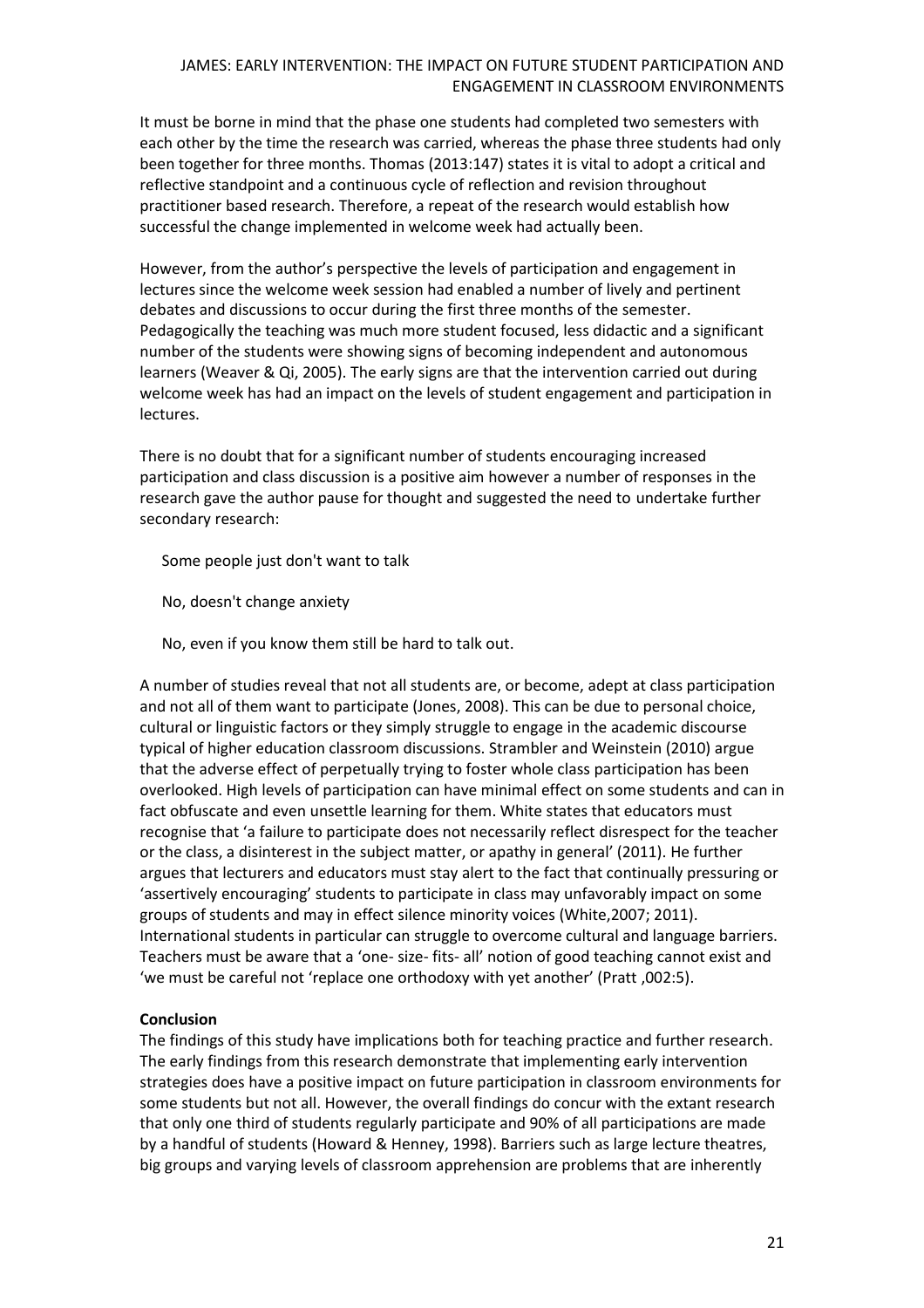It must be borne in mind that the phase one students had completed two semesters with each other by the time the research was carried, whereas the phase three students had only been together for three months. Thomas (2013:147) states it is vital to adopt a critical and reflective standpoint and a continuous cycle of reflection and revision throughout practitioner based research. Therefore, a repeat of the research would establish how successful the change implemented in welcome week had actually been.

However, from the author's perspective the levels of participation and engagement in lectures since the welcome week session had enabled a number of lively and pertinent debates and discussions to occur during the first three months of the semester. Pedagogically the teaching was much more student focused, less didactic and a significant number of the students were showing signs of becoming independent and autonomous learners (Weaver & Qi, 2005). The early signs are that the intervention carried out during welcome week has had an impact on the levels of student engagement and participation in lectures.

There is no doubt that for a significant number of students encouraging increased participation and class discussion is a positive aim however a number of responses in the research gave the author pause for thought and suggested the need to undertake further secondary research:

> Some people just don't want to talk
>
> No, doesn't change anxiety
>
> No, even if you know them still be hard to talk out.

A number of studies reveal that not all students are, or become, adept at class participation and not all of them want to participate (Jones, 2008). This can be due to personal choice, cultural or linguistic factors or they simply struggle to engage in the academic discourse typical of higher education classroom discussions. Strambler and Weinstein (2010) argue that the adverse effect of perpetually trying to foster whole class participation has been overlooked. High levels of participation can have minimal effect on some students and can in fact obfuscate and even unsettle learning for them. White states that educators must recognise that 'a failure to participate does not necessarily reflect disrespect for the teacher or the class, a disinterest in the subject matter, or apathy in general' (2011). He further argues that lecturers and educators must stay alert to the fact that continually pressuring or 'assertively encouraging' students to participate in class may unfavorably impact on some groups of students and may in effect silence minority voices (White,2007; 2011). International students in particular can struggle to overcome cultural and language barriers. Teachers must be aware that a 'one- size- fits- all' notion of good teaching cannot exist and 'we must be careful not 'replace one orthodoxy with yet another' (Pratt ,002:5).

**Conclusion**

The findings of this study have implications both for teaching practice and further research. The early findings from this research demonstrate that implementing early intervention strategies does have a positive impact on future participation in classroom environments for some students but not all. However, the overall findings do concur with the extant research that only one third of students regularly participate and 90% of all participations are made by a handful of students (Howard & Henney, 1998). Barriers such as large lecture theatres, big groups and varying levels of classroom apprehension are problems that are inherently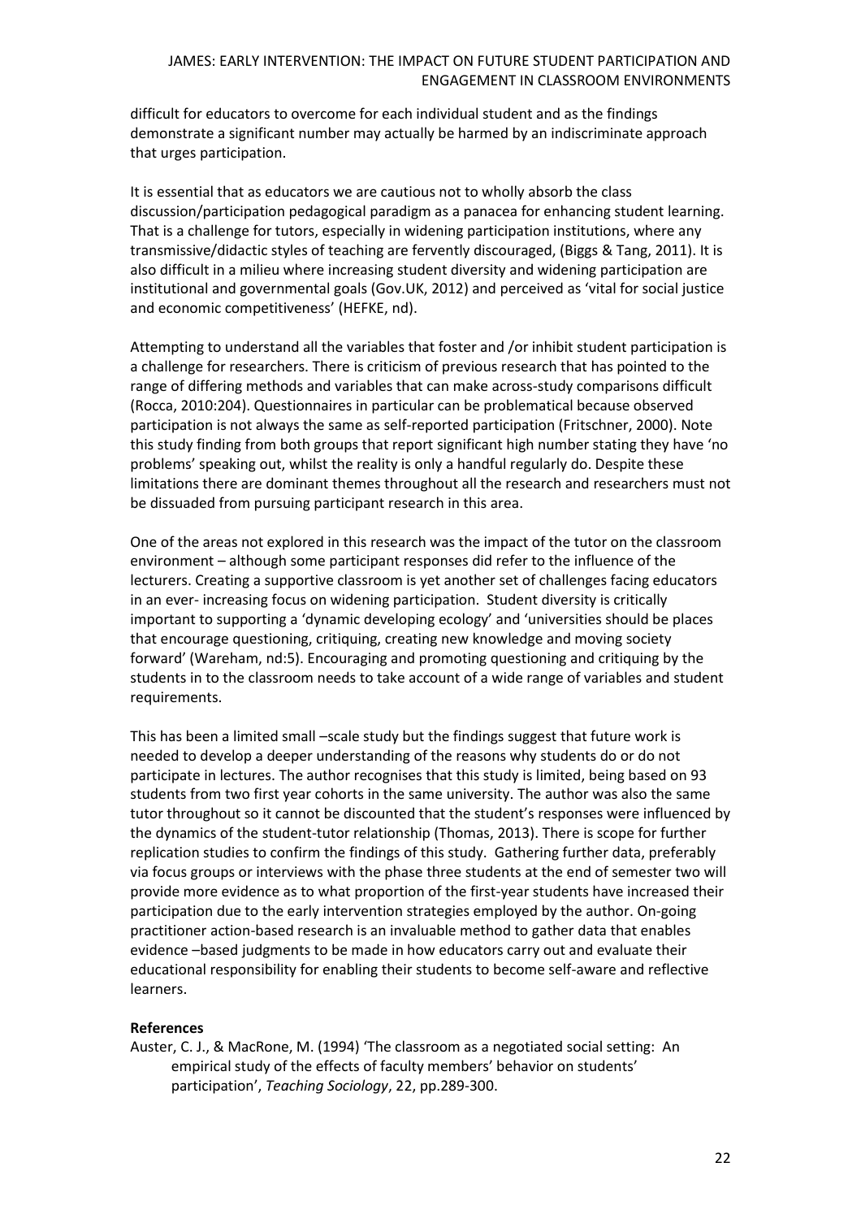difficult for educators to overcome for each individual student and as the findings demonstrate a significant number may actually be harmed by an indiscriminate approach that urges participation.

It is essential that as educators we are cautious not to wholly absorb the class discussion/participation pedagogical paradigm as a panacea for enhancing student learning. That is a challenge for tutors, especially in widening participation institutions, where any transmissive/didactic styles of teaching are fervently discouraged, (Biggs & Tang, 2011). It is also difficult in a milieu where increasing student diversity and widening participation are institutional and governmental goals (Gov.UK, 2012) and perceived as 'vital for social justice and economic competitiveness' (HEFKE, nd).

Attempting to understand all the variables that foster and /or inhibit student participation is a challenge for researchers. There is criticism of previous research that has pointed to the range of differing methods and variables that can make across-study comparisons difficult (Rocca, 2010:204). Questionnaires in particular can be problematical because observed participation is not always the same as self-reported participation (Fritschner, 2000). Note this study finding from both groups that report significant high number stating they have 'no problems' speaking out, whilst the reality is only a handful regularly do. Despite these limitations there are dominant themes throughout all the research and researchers must not be dissuaded from pursuing participant research in this area.

One of the areas not explored in this research was the impact of the tutor on the classroom environment – although some participant responses did refer to the influence of the lecturers. Creating a supportive classroom is yet another set of challenges facing educators in an ever- increasing focus on widening participation. Student diversity is critically important to supporting a 'dynamic developing ecology' and 'universities should be places that encourage questioning, critiquing, creating new knowledge and moving society forward' (Wareham, nd:5). Encouraging and promoting questioning and critiquing by the students in to the classroom needs to take account of a wide range of variables and student requirements.

This has been a limited small –scale study but the findings suggest that future work is needed to develop a deeper understanding of the reasons why students do or do not participate in lectures. The author recognises that this study is limited, being based on 93 students from two first year cohorts in the same university. The author was also the same tutor throughout so it cannot be discounted that the student's responses were influenced by the dynamics of the student-tutor relationship (Thomas, 2013). There is scope for further replication studies to confirm the findings of this study. Gathering further data, preferably via focus groups or interviews with the phase three students at the end of semester two will provide more evidence as to what proportion of the first-year students have increased their participation due to the early intervention strategies employed by the author. On-going practitioner action-based research is an invaluable method to gather data that enables evidence –based judgments to be made in how educators carry out and evaluate their educational responsibility for enabling their students to become self-aware and reflective learners.

**References**

Auster, C. J., & MacRone, M. (1994) 'The classroom as a negotiated social setting: An empirical study of the effects of faculty members' behavior on students' participation', *Teaching Sociology*, 22, pp.289-300.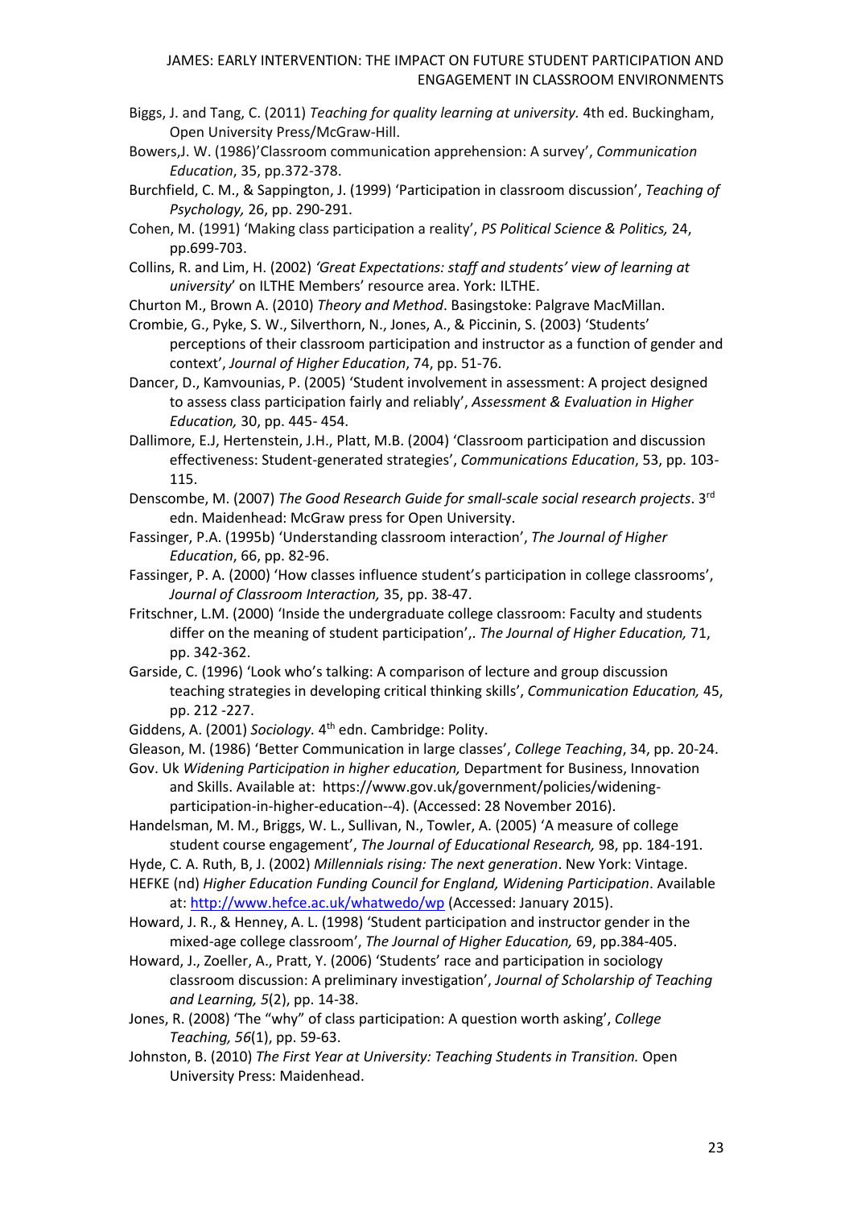Biggs, J. and Tang, C. (2011) *Teaching for quality learning at university.* 4th ed. Buckingham, Open University Press/McGraw-Hill.

Bowers,J. W. (1986)'Classroom communication apprehension: A survey', *Communication Education*, 35, pp.372-378.

Burchfield, C. M., & Sappington, J. (1999) 'Participation in classroom discussion', *Teaching of Psychology,* 26, pp. 290-291.

Cohen, M. (1991) 'Making class participation a reality', *PS Political Science & Politics,* 24, pp.699-703.

Collins, R. and Lim, H. (2002) *'Great Expectations: staff and students' view of learning at university*' on ILTHE Members' resource area. York: ILTHE.

Churton M., Brown A. (2010) *Theory and Method*. Basingstoke: Palgrave MacMillan.

Crombie, G., Pyke, S. W., Silverthorn, N., Jones, A., & Piccinin, S. (2003) 'Students' perceptions of their classroom participation and instructor as a function of gender and context', *Journal of Higher Education*, 74, pp. 51-76.

Dancer, D., Kamvounias, P. (2005) 'Student involvement in assessment: A project designed to assess class participation fairly and reliably', *Assessment & Evaluation in Higher Education,* 30, pp. 445- 454.

Dallimore, E.J, Hertenstein, J.H., Platt, M.B. (2004) 'Classroom participation and discussion effectiveness: Student-generated strategies', *Communications Education*, 53, pp. 103-115.

Denscombe, M. (2007) *The Good Research Guide for small-scale social research projects*. 3rd edn. Maidenhead: McGraw press for Open University.

Fassinger, P.A. (1995b) 'Understanding classroom interaction', *The Journal of Higher Education*, 66, pp. 82-96.

Fassinger, P. A. (2000) 'How classes influence student's participation in college classrooms', *Journal of Classroom Interaction,* 35, pp. 38-47.

Fritschner, L.M. (2000) 'Inside the undergraduate college classroom: Faculty and students differ on the meaning of student participation',. *The Journal of Higher Education,* 71, pp. 342-362.

Garside, C. (1996) 'Look who's talking: A comparison of lecture and group discussion teaching strategies in developing critical thinking skills', *Communication Education,* 45, pp. 212 -227.

Giddens, A. (2001) *Sociology.* 4th edn. Cambridge: Polity.

Gleason, M. (1986) 'Better Communication in large classes', *College Teaching*, 34, pp. 20-24.

Gov. Uk *Widening Participation in higher education,* Department for Business, Innovation and Skills. Available at: https://www.gov.uk/government/policies/widening-participation-in-higher-education--4). (Accessed: 28 November 2016).

Handelsman, M. M., Briggs, W. L., Sullivan, N., Towler, A. (2005) 'A measure of college student course engagement', *The Journal of Educational Research,* 98, pp. 184-191.

Hyde, C. A. Ruth, B, J. (2002) *Millennials rising: The next generation*. New York: Vintage.

HEFKE (nd) *Higher Education Funding Council for England, Widening Participation*. Available at: http://www.hefce.ac.uk/whatwedo/wp (Accessed: January 2015).

Howard, J. R., & Henney, A. L. (1998) 'Student participation and instructor gender in the mixed-age college classroom', *The Journal of Higher Education,* 69, pp.384-405.

Howard, J., Zoeller, A., Pratt, Y. (2006) 'Students' race and participation in sociology classroom discussion: A preliminary investigation', *Journal of Scholarship of Teaching and Learning, 5*(2), pp. 14-38.

Jones, R. (2008) 'The "why" of class participation: A question worth asking', *College Teaching, 56*(1), pp. 59-63.

Johnston, B. (2010) *The First Year at University: Teaching Students in Transition.* Open University Press: Maidenhead.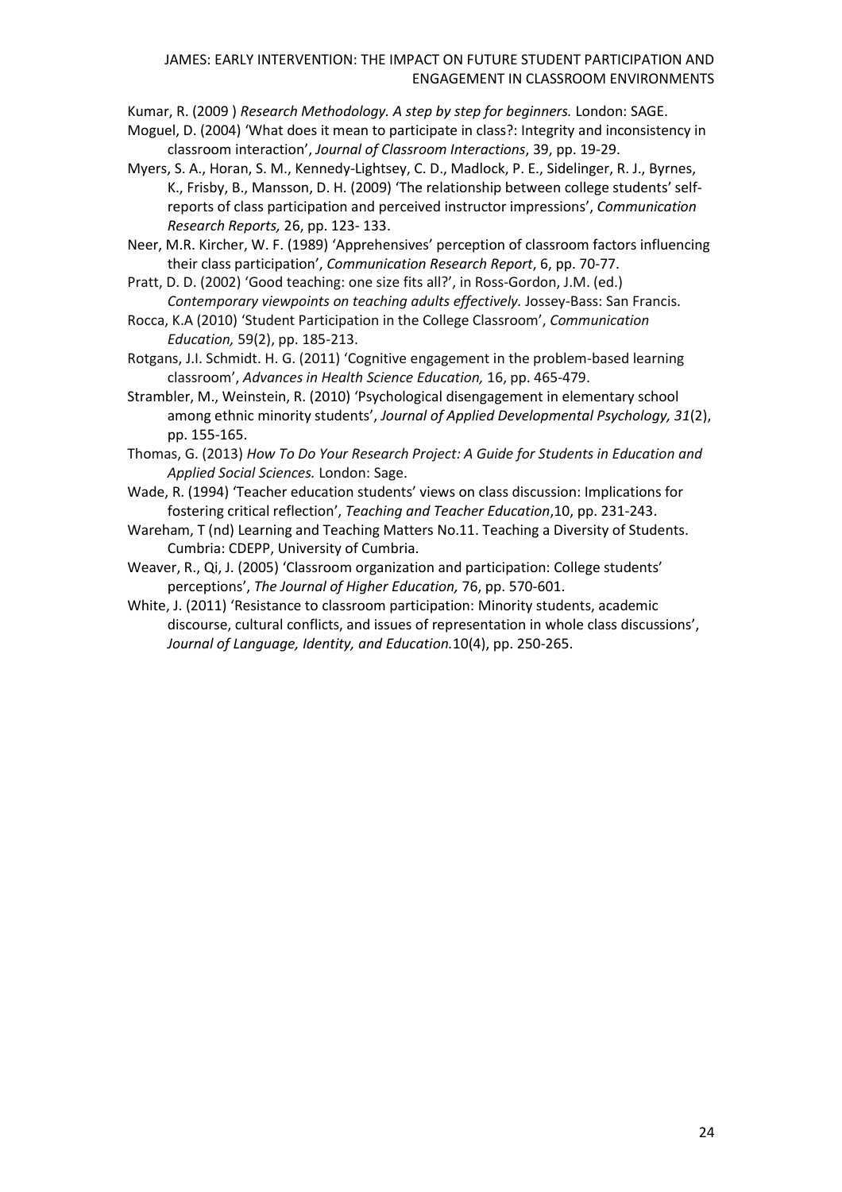Kumar, R. (2009 ) *Research Methodology. A step by step for beginners.* London: SAGE.

Moguel, D. (2004) 'What does it mean to participate in class?: Integrity and inconsistency in classroom interaction', *Journal of Classroom Interactions*, 39, pp. 19-29.

Myers, S. A., Horan, S. M., Kennedy-Lightsey, C. D., Madlock, P. E., Sidelinger, R. J., Byrnes, K., Frisby, B., Mansson, D. H. (2009) 'The relationship between college students' self-reports of class participation and perceived instructor impressions', *Communication Research Reports,* 26, pp. 123- 133.

Neer, M.R. Kircher, W. F. (1989) 'Apprehensives' perception of classroom factors influencing their class participation', *Communication Research Report*, 6, pp. 70-77.

Pratt, D. D. (2002) 'Good teaching: one size fits all?', in Ross-Gordon, J.M. (ed.) *Contemporary viewpoints on teaching adults effectively.* Jossey-Bass: San Francis.

Rocca, K.A (2010) 'Student Participation in the College Classroom', *Communication Education,* 59(2), pp. 185-213.

Rotgans, J.I. Schmidt. H. G. (2011) 'Cognitive engagement in the problem-based learning classroom', *Advances in Health Science Education,* 16, pp. 465-479.

Strambler, M., Weinstein, R. (2010) 'Psychological disengagement in elementary school among ethnic minority students', *Journal of Applied Developmental Psychology, 31*(2), pp. 155-165.

Thomas, G. (2013) *How To Do Your Research Project: A Guide for Students in Education and Applied Social Sciences.* London: Sage.

Wade, R. (1994) 'Teacher education students' views on class discussion: Implications for fostering critical reflection', *Teaching and Teacher Education*,10, pp. 231-243.

Wareham, T (nd) Learning and Teaching Matters No.11. Teaching a Diversity of Students. Cumbria: CDEPP, University of Cumbria.

Weaver, R., Qi, J. (2005) 'Classroom organization and participation: College students' perceptions', *The Journal of Higher Education,* 76, pp. 570-601.

White, J. (2011) 'Resistance to classroom participation: Minority students, academic discourse, cultural conflicts, and issues of representation in whole class discussions', *Journal of Language, Identity, and Education.*10(4), pp. 250-265.